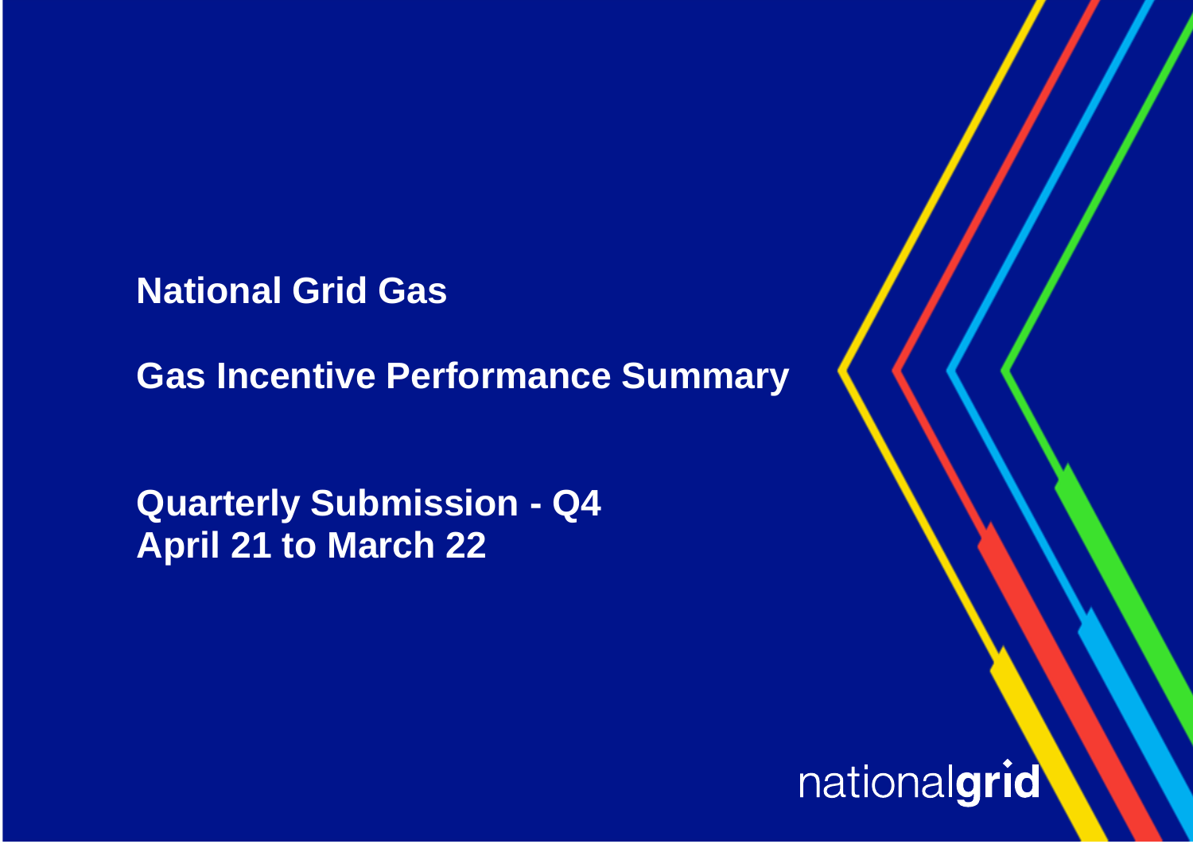# National Grid Gas

## Gas Incentive Performance Summary

## Quarterly Submission - Q4
## April 21 to March 22

nationalgrid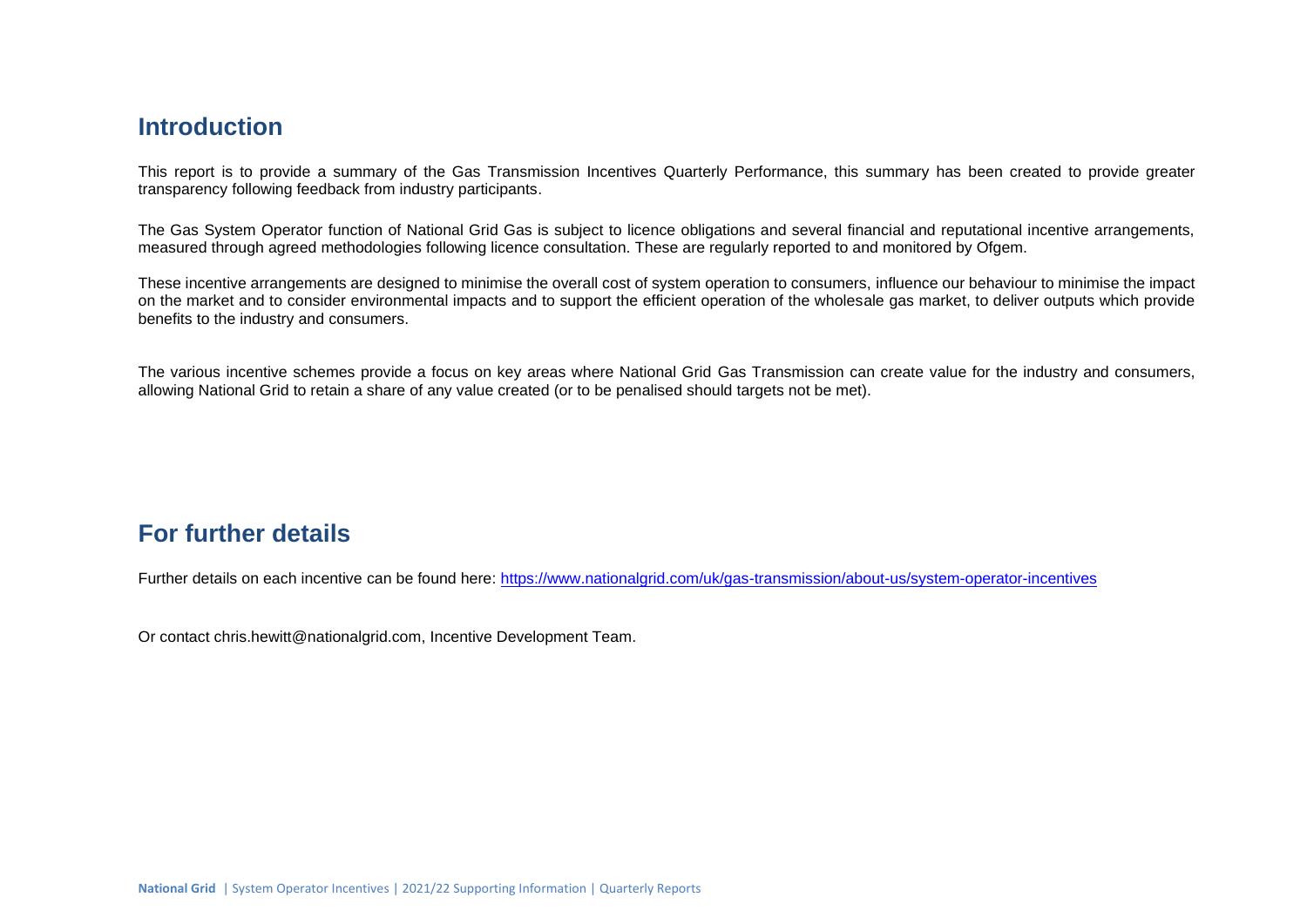## Introduction

This report is to provide a summary of the Gas Transmission Incentives Quarterly Performance, this summary has been created to provide greater transparency following feedback from industry participants.

The Gas System Operator function of National Grid Gas is subject to licence obligations and several financial and reputational incentive arrangements, measured through agreed methodologies following licence consultation. These are regularly reported to and monitored by Ofgem.

These incentive arrangements are designed to minimise the overall cost of system operation to consumers, influence our behaviour to minimise the impact on the market and to consider environmental impacts and to support the efficient operation of the wholesale gas market, to deliver outputs which provide benefits to the industry and consumers.

The various incentive schemes provide a focus on key areas where National Grid Gas Transmission can create value for the industry and consumers, allowing National Grid to retain a share of any value created (or to be penalised should targets not be met).

## For further details

Further details on each incentive can be found here: [https://www.nationalgrid.com/uk/gas-transmission/about-us/system-operator-incentives](https://www.nationalgrid.com/uk/gas-transmission/about-us/system-operator-incentives)

Or contact chris.hewitt@nationalgrid.com, Incentive Development Team.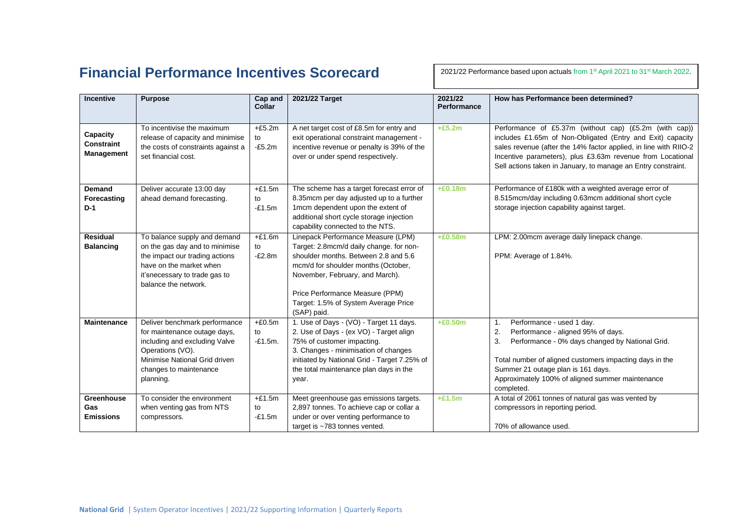# Financial Performance Incentives Scorecard

2021/22 Performance based upon actuals from 1st April 2021 to 31st March 2022.

| Incentive | Purpose | Cap and Collar | 2021/22 Target | 2021/22 Performance | How has Performance been determined? |
|---|---|---|---|---|---|
| **Capacity Constraint Management** | To incentivise the maximum release of capacity and minimise the costs of constraints against a set financial cost. | +£5.2m to -£5.2m | A net target cost of £8.5m for entry and exit operational constraint management - incentive revenue or penalty is 39% of the over or under spend respectively. | +£5.2m | Performance of £5.37m (without cap) (£5.2m (with cap)) includes £1.65m of Non-Obligated (Entry and Exit) capacity sales revenue (after the 14% factor applied, in line with RIIO-2 Incentive parameters), plus £3.63m revenue from Locational Sell actions taken in January, to manage an Entry constraint. |
| **Demand Forecasting D-1** | Deliver accurate 13:00 day ahead demand forecasting. | +£1.5m to -£1.5m | The scheme has a target forecast error of 8.35mcm per day adjusted up to a further 1mcm dependent upon the extent of additional short cycle storage injection capability connected to the NTS. | +£0.18m | Performance of £180k with a weighted average error of 8.515mcm/day including 0.63mcm additional short cycle storage injection capability against target. |
| **Residual Balancing** | To balance supply and demand on the gas day and to minimise the impact our trading actions have on the market when it'snecessary to trade gas to balance the network. | +£1.6m to -£2.8m | Linepack Performance Measure (LPM) Target: 2.8mcm/d daily change. for non-shoulder months. Between 2.8 and 5.6 mcm/d for shoulder months (October, November, February, and March).<br><br>Price Performance Measure (PPM) Target: 1.5% of System Average Price (SAP) paid. | +£0.58m | LPM: 2.00mcm average daily linepack change.<br><br>PPM: Average of 1.84%. |
| **Maintenance** | Deliver benchmark performance for maintenance outage days, including and excluding Valve Operations (VO).<br>Minimise National Grid driven changes to maintenance planning. | +£0.5m to -£1.5m. | 1. Use of Days - (VO) - Target 11 days.<br>2. Use of Days - (ex VO) - Target align 75% of customer impacting.<br>3. Changes - minimisation of changes initiated by National Grid - Target 7.25% of the total maintenance plan days in the year. | +£0.50m | 1. Performance - used 1 day.<br>2. Performance - aligned 95% of days.<br>3. Performance - 0% days changed by National Grid.<br><br>Total number of aligned customers impacting days in the Summer 21 outage plan is 161 days.<br>Approximately 100% of aligned summer maintenance completed. |
| **Greenhouse Gas Emissions** | To consider the environment when venting gas from NTS compressors. | +£1.5m to -£1.5m | Meet greenhouse gas emissions targets. 2,897 tonnes. To achieve cap or collar a under or over venting performance to target is ~783 tonnes vented. | +£1.5m | A total of 2061 tonnes of natural gas was vented by compressors in reporting period.<br><br>70% of allowance used. |